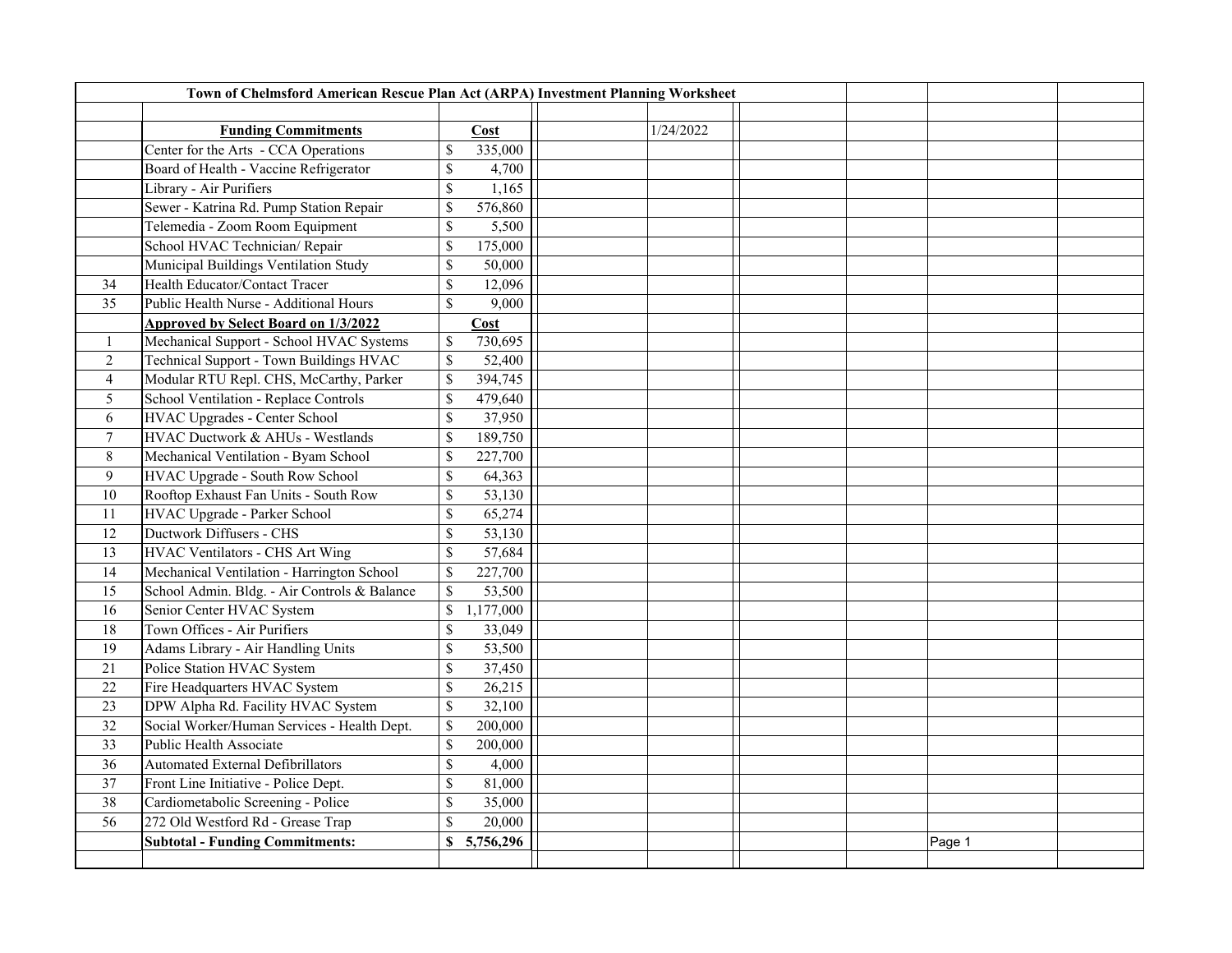**Town of Chelmsford American Rescue Plan Act (ARPA) Investment Planning Worksheet**

| # | Funding Commitments | Cost | 1/24/2022 |
|---|---|---|---|
| | Center for the Arts - CCA Operations | $ 335,000 | |
| | Board of Health - Vaccine Refrigerator | $ 4,700 | |
| | Library - Air Purifiers | $ 1,165 | |
| | Sewer - Katrina Rd. Pump Station Repair | $ 576,860 | |
| | Telemedia - Zoom Room Equipment | $ 5,500 | |
| | School HVAC Technician/ Repair | $ 175,000 | |
| | Municipal Buildings Ventilation Study | $ 50,000 | |
| 34 | Health Educator/Contact Tracer | $ 12,096 | |
| 35 | Public Health Nurse - Additional Hours | $ 9,000 | |
| | **Approved by Select Board on 1/3/2022** | **Cost** | |
| 1 | Mechanical Support - School HVAC Systems | $ 730,695 | |
| 2 | Technical Support - Town Buildings HVAC | $ 52,400 | |
| 4 | Modular RTU Repl. CHS, McCarthy, Parker | $ 394,745 | |
| 5 | School Ventilation - Replace Controls | $ 479,640 | |
| 6 | HVAC Upgrades - Center School | $ 37,950 | |
| 7 | HVAC Ductwork & AHUs - Westlands | $ 189,750 | |
| 8 | Mechanical Ventilation - Byam School | $ 227,700 | |
| 9 | HVAC Upgrade - South Row School | $ 64,363 | |
| 10 | Rooftop Exhaust Fan Units - South Row | $ 53,130 | |
| 11 | HVAC Upgrade - Parker School | $ 65,274 | |
| 12 | Ductwork Diffusers - CHS | $ 53,130 | |
| 13 | HVAC Ventilators - CHS Art Wing | $ 57,684 | |
| 14 | Mechanical Ventilation - Harrington School | $ 227,700 | |
| 15 | School Admin. Bldg. - Air Controls & Balance | $ 53,500 | |
| 16 | Senior Center HVAC System | $ 1,177,000 | |
| 18 | Town Offices - Air Purifiers | $ 33,049 | |
| 19 | Adams Library - Air Handling Units | $ 53,500 | |
| 21 | Police Station HVAC System | $ 37,450 | |
| 22 | Fire Headquarters HVAC System | $ 26,215 | |
| 23 | DPW Alpha Rd. Facility HVAC System | $ 32,100 | |
| 32 | Social Worker/Human Services - Health Dept. | $ 200,000 | |
| 33 | Public Health Associate | $ 200,000 | |
| 36 | Automated External Defibrillators | $ 4,000 | |
| 37 | Front Line Initiative - Police Dept. | $ 81,000 | |
| 38 | Cardiometabolic Screening - Police | $ 35,000 | |
| 56 | 272 Old Westford Rd - Grease Trap | $ 20,000 | |
| | **Subtotal - Funding Commitments:** | **$ 5,756,296** | |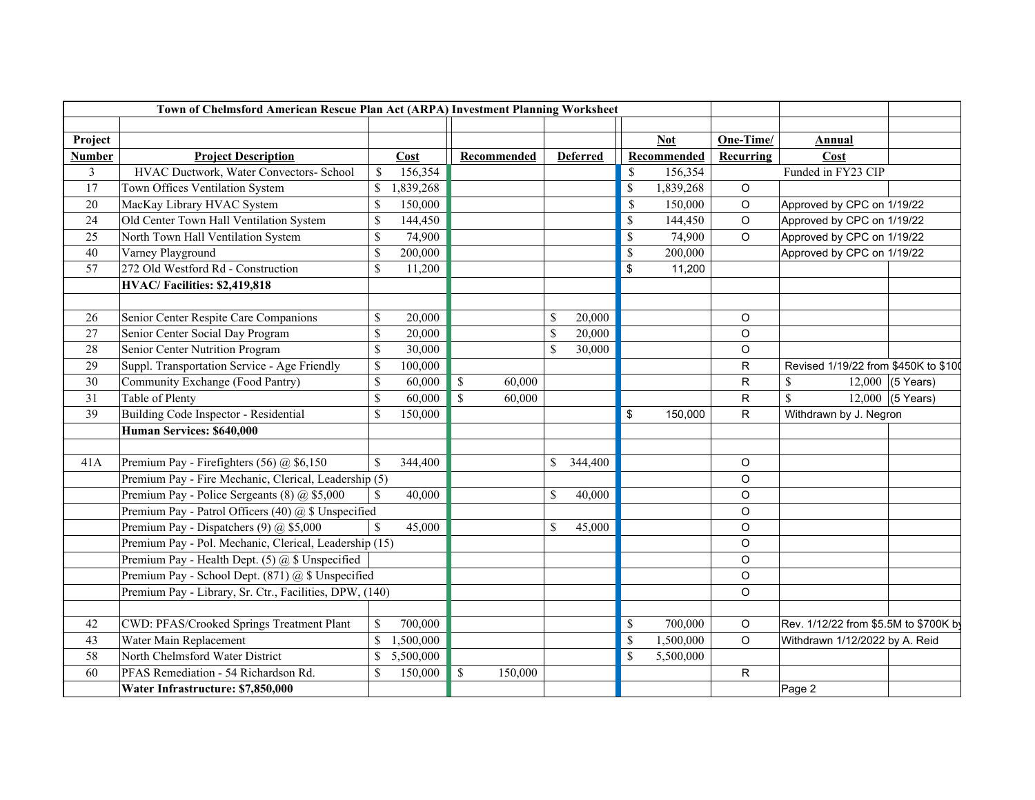| Town of Chelmsford American Rescue Plan Act (ARPA) Investment Planning Worksheet | | | | | | | | |
|---|---|---|---|---|---|---|---|---|
| **Project Number** | **Project Description** | **Cost** | **Recommended** | **Deferred** | **Not Recommended** | **One-Time/ Recurring** | **Annual Cost** | |
| 3 | HVAC Ductwork, Water Convectors- School | $ 156,354 | | | $ 156,354 | Funded in FY23 CIP | | |
| 17 | Town Offices Ventilation System | $ 1,839,268 | | | $ 1,839,268 | O | | |
| 20 | MacKay Library HVAC System | $ 150,000 | | | $ 150,000 | O | Approved by CPC on 1/19/22 | |
| 24 | Old Center Town Hall Ventilation System | $ 144,450 | | | $ 144,450 | O | Approved by CPC on 1/19/22 | |
| 25 | North Town Hall Ventilation System | $ 74,900 | | | $ 74,900 | O | Approved by CPC on 1/19/22 | |
| 40 | Varney Playground | $ 200,000 | | | $ 200,000 | | Approved by CPC on 1/19/22 | |
| 57 | 272 Old Westford Rd - Construction | $ 11,200 | | | $ 11,200 | | | |
| | **HVAC/ Facilities: $2,419,818** | | | | | | | |
| | | | | | | | | |
| 26 | Senior Center Respite Care Companions | $ 20,000 | | $ 20,000 | | O | | |
| 27 | Senior Center Social Day Program | $ 20,000 | | $ 20,000 | | O | | |
| 28 | Senior Center Nutrition Program | $ 30,000 | | $ 30,000 | | O | | |
| 29 | Suppl. Transportation Service - Age Friendly | $ 100,000 | | | | R | Revised 1/19/22 from $450K to $100 | |
| 30 | Community Exchange (Food Pantry) | $ 60,000 | $ 60,000 | | | R | $ 12,000 | (5 Years) |
| 31 | Table of Plenty | $ 60,000 | $ 60,000 | | | R | $ 12,000 | (5 Years) |
| 39 | Building Code Inspector - Residential | $ 150,000 | | | $ 150,000 | R | Withdrawn by J. Negron | |
| | **Human Services: $640,000** | | | | | | | |
| | | | | | | | | |
| 41A | Premium Pay - Firefighters (56) @ $6,150 | $ 344,400 | | $ 344,400 | | O | | |
| | Premium Pay - Fire Mechanic, Clerical, Leadership (5) | | | | | O | | |
| | Premium Pay - Police Sergeants (8) @ $5,000 | $ 40,000 | | $ 40,000 | | O | | |
| | Premium Pay - Patrol Officers (40) @ $ Unspecified | | | | | O | | |
| | Premium Pay - Dispatchers (9) @ $5,000 | $ 45,000 | | $ 45,000 | | O | | |
| | Premium Pay - Pol. Mechanic, Clerical, Leadership (15) | | | | | O | | |
| | Premium Pay - Health Dept. (5) @ $ Unspecified | | | | | O | | |
| | Premium Pay - School Dept. (871) @ $ Unspecified | | | | | O | | |
| | Premium Pay - Library, Sr. Ctr., Facilities, DPW, (140) | | | | | O | | |
| | | | | | | | | |
| 42 | CWD: PFAS/Crooked Springs Treatment Plant | $ 700,000 | | | $ 700,000 | O | Rev. 1/12/22 from $5.5M to $700K by | |
| 43 | Water Main Replacement | $ 1,500,000 | | | $ 1,500,000 | O | Withdrawn 1/12/2022 by A. Reid | |
| 58 | North Chelmsford Water District | $ 5,500,000 | | | $ 5,500,000 | | | |
| 60 | PFAS Remediation - 54 Richardson Rd. | $ 150,000 | $ 150,000 | | | R | | |
| | **Water Infrastructure: $7,850,000** | | | | | | | |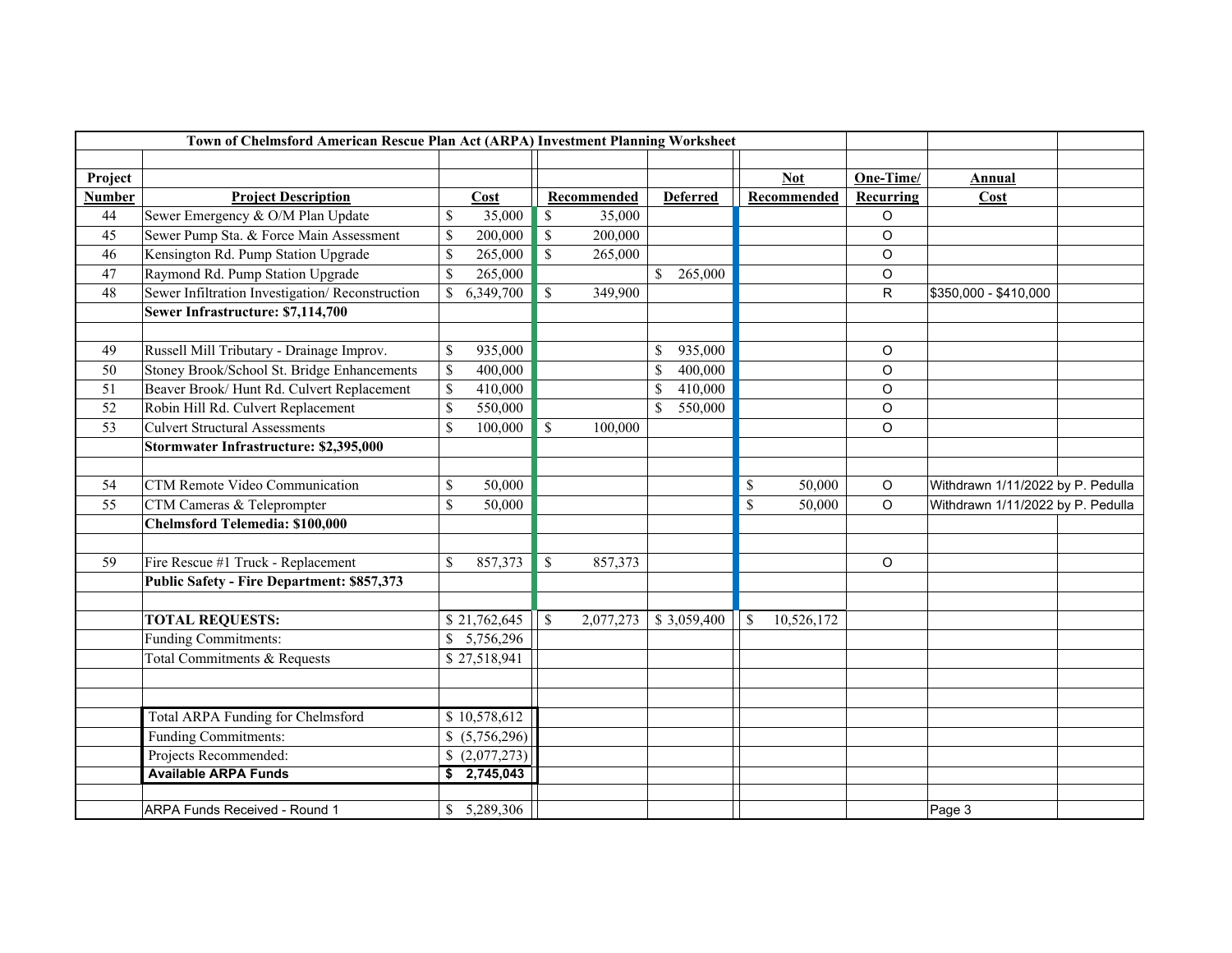| Project Number | Project Description | Cost | Recommended | Deferred | Not Recommended | One-Time/ Recurring | Annual Cost | |
|---|---|---|---|---|---|---|---|---|
| | **Town of Chelmsford American Rescue Plan Act (ARPA) Investment Planning Worksheet** | | | | | | | |
| 44 | Sewer Emergency & O/M Plan Update | $ 35,000 | $ 35,000 | | | O | | |
| 45 | Sewer Pump Sta. & Force Main Assessment | $ 200,000 | $ 200,000 | | | O | | |
| 46 | Kensington Rd. Pump Station Upgrade | $ 265,000 | $ 265,000 | | | O | | |
| 47 | Raymond Rd. Pump Station Upgrade | $ 265,000 | | $ 265,000 | | O | | |
| 48 | Sewer Infiltration Investigation/ Reconstruction | $ 6,349,700 | $ 349,900 | | | R | $350,000 - $410,000 | |
| | **Sewer Infrastructure: $7,114,700** | | | | | | | |
| | | | | | | | | |
| 49 | Russell Mill Tributary - Drainage Improv. | $ 935,000 | | $ 935,000 | | O | | |
| 50 | Stoney Brook/School St. Bridge Enhancements | $ 400,000 | | $ 400,000 | | O | | |
| 51 | Beaver Brook/ Hunt Rd. Culvert Replacement | $ 410,000 | | $ 410,000 | | O | | |
| 52 | Robin Hill Rd. Culvert Replacement | $ 550,000 | | $ 550,000 | | O | | |
| 53 | Culvert Structural Assessments | $ 100,000 | $ 100,000 | | | O | | |
| | **Stormwater Infrastructure: $2,395,000** | | | | | | | |
| | | | | | | | | |
| 54 | CTM Remote Video Communication | $ 50,000 | | | $ 50,000 | O | Withdrawn 1/11/2022 by P. Pedulla | |
| 55 | CTM Cameras & Teleprompter | $ 50,000 | | | $ 50,000 | O | Withdrawn 1/11/2022 by P. Pedulla | |
| | **Chelmsford Telemedia: $100,000** | | | | | | | |
| | | | | | | | | |
| 59 | Fire Rescue #1 Truck - Replacement | $ 857,373 | $ 857,373 | | | O | | |
| | **Public Safety - Fire Department: $857,373** | | | | | | | |
| | | | | | | | | |
| | **TOTAL REQUESTS:** | $ 21,762,645 | $ 2,077,273 | $ 3,059,400 | $ 10,526,172 | | | |
| | Funding Commitments: | $ 5,756,296 | | | | | | |
| | Total Commitments & Requests | $ 27,518,941 | | | | | | |
| | | | | | | | | |
| | | | | | | | | |
| | Total ARPA Funding for Chelmsford | $ 10,578,612 | | | | | | |
| | Funding Commitments: | $ (5,756,296) | | | | | | |
| | Projects Recommended: | $ (2,077,273) | | | | | | |
| | **Available ARPA Funds** | **$ 2,745,043** | | | | | | |
| | | | | | | | | |
| | ARPA Funds Received - Round 1 | $ 5,289,306 | | | | | | |